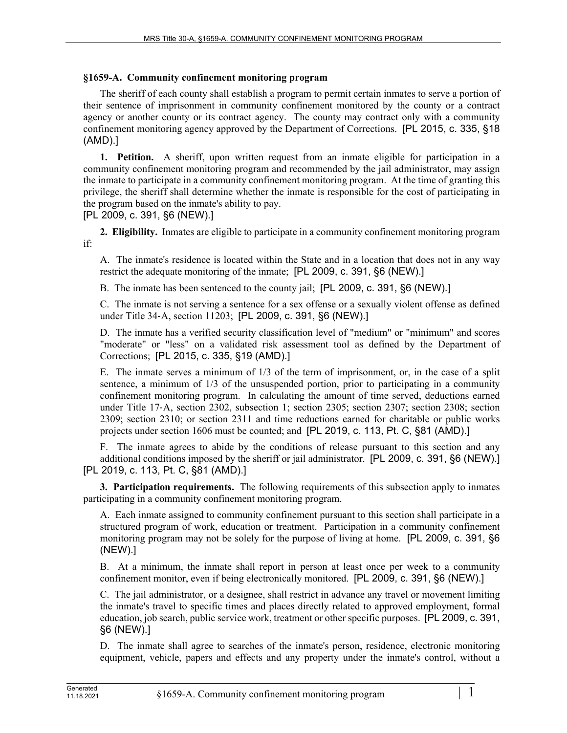### §1659-A. Community confinement monitoring program

The sheriff of each county shall establish a program to permit certain inmates to serve a portion of their sentence of imprisonment in community confinement monitored by the county or a contract agency or another county or its contract agency. The county may contract only with a community confinement monitoring agency approved by the Department of Corrections. [PL 2015, c. 335, §18 (AMD).]

**1. Petition.** A sheriff, upon written request from an inmate eligible for participation in a community confinement monitoring program and recommended by the jail administrator, may assign the inmate to participate in a community confinement monitoring program. At the time of granting this privilege, the sheriff shall determine whether the inmate is responsible for the cost of participating in the program based on the inmate's ability to pay.
[PL 2009, c. 391, §6 (NEW).]

**2. Eligibility.** Inmates are eligible to participate in a community confinement monitoring program if:

A. The inmate's residence is located within the State and in a location that does not in any way restrict the adequate monitoring of the inmate; [PL 2009, c. 391, §6 (NEW).]

B. The inmate has been sentenced to the county jail; [PL 2009, c. 391, §6 (NEW).]

C. The inmate is not serving a sentence for a sex offense or a sexually violent offense as defined under Title 34-A, section 11203; [PL 2009, c. 391, §6 (NEW).]

D. The inmate has a verified security classification level of "medium" or "minimum" and scores "moderate" or "less" on a validated risk assessment tool as defined by the Department of Corrections; [PL 2015, c. 335, §19 (AMD).]

E. The inmate serves a minimum of 1/3 of the term of imprisonment, or, in the case of a split sentence, a minimum of 1/3 of the unsuspended portion, prior to participating in a community confinement monitoring program. In calculating the amount of time served, deductions earned under Title 17-A, section 2302, subsection 1; section 2305; section 2307; section 2308; section 2309; section 2310; or section 2311 and time reductions earned for charitable or public works projects under section 1606 must be counted; and [PL 2019, c. 113, Pt. C, §81 (AMD).]

F. The inmate agrees to abide by the conditions of release pursuant to this section and any additional conditions imposed by the sheriff or jail administrator. [PL 2009, c. 391, §6 (NEW).]

[PL 2019, c. 113, Pt. C, §81 (AMD).]

**3. Participation requirements.** The following requirements of this subsection apply to inmates participating in a community confinement monitoring program.

A. Each inmate assigned to community confinement pursuant to this section shall participate in a structured program of work, education or treatment. Participation in a community confinement monitoring program may not be solely for the purpose of living at home. [PL 2009, c. 391, §6 (NEW).]

B. At a minimum, the inmate shall report in person at least once per week to a community confinement monitor, even if being electronically monitored. [PL 2009, c. 391, §6 (NEW).]

C. The jail administrator, or a designee, shall restrict in advance any travel or movement limiting the inmate's travel to specific times and places directly related to approved employment, formal education, job search, public service work, treatment or other specific purposes. [PL 2009, c. 391, §6 (NEW).]

D. The inmate shall agree to searches of the inmate's person, residence, electronic monitoring equipment, vehicle, papers and effects and any property under the inmate's control, without a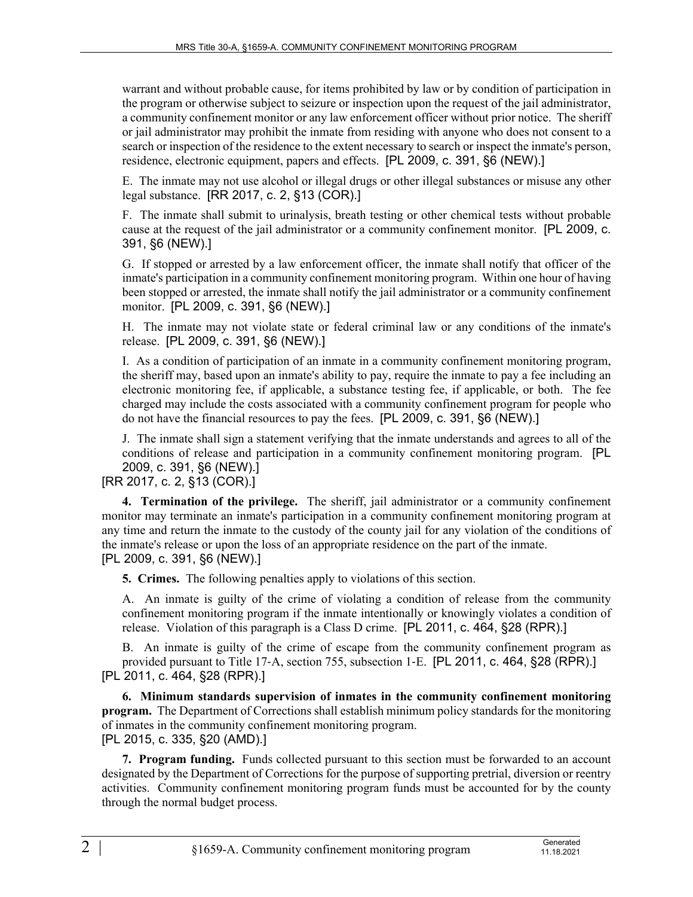warrant and without probable cause, for items prohibited by law or by condition of participation in the program or otherwise subject to seizure or inspection upon the request of the jail administrator, a community confinement monitor or any law enforcement officer without prior notice. The sheriff or jail administrator may prohibit the inmate from residing with anyone who does not consent to a search or inspection of the residence to the extent necessary to search or inspect the inmate's person, residence, electronic equipment, papers and effects. [PL 2009, c. 391, §6 (NEW).]

E. The inmate may not use alcohol or illegal drugs or other illegal substances or misuse any other legal substance. [RR 2017, c. 2, §13 (COR).]

F. The inmate shall submit to urinalysis, breath testing or other chemical tests without probable cause at the request of the jail administrator or a community confinement monitor. [PL 2009, c. 391, §6 (NEW).]

G. If stopped or arrested by a law enforcement officer, the inmate shall notify that officer of the inmate's participation in a community confinement monitoring program. Within one hour of having been stopped or arrested, the inmate shall notify the jail administrator or a community confinement monitor. [PL 2009, c. 391, §6 (NEW).]

H. The inmate may not violate state or federal criminal law or any conditions of the inmate's release. [PL 2009, c. 391, §6 (NEW).]

I. As a condition of participation of an inmate in a community confinement monitoring program, the sheriff may, based upon an inmate's ability to pay, require the inmate to pay a fee including an electronic monitoring fee, if applicable, a substance testing fee, if applicable, or both. The fee charged may include the costs associated with a community confinement program for people who do not have the financial resources to pay the fees. [PL 2009, c. 391, §6 (NEW).]

J. The inmate shall sign a statement verifying that the inmate understands and agrees to all of the conditions of release and participation in a community confinement monitoring program. [PL 2009, c. 391, §6 (NEW).]

[RR 2017, c. 2, §13 (COR).]

**4. Termination of the privilege.** The sheriff, jail administrator or a community confinement monitor may terminate an inmate's participation in a community confinement monitoring program at any time and return the inmate to the custody of the county jail for any violation of the conditions of the inmate's release or upon the loss of an appropriate residence on the part of the inmate.
[PL 2009, c. 391, §6 (NEW).]

**5. Crimes.** The following penalties apply to violations of this section.

A. An inmate is guilty of the crime of violating a condition of release from the community confinement monitoring program if the inmate intentionally or knowingly violates a condition of release. Violation of this paragraph is a Class D crime. [PL 2011, c. 464, §28 (RPR).]

B. An inmate is guilty of the crime of escape from the community confinement program as provided pursuant to Title 17-A, section 755, subsection 1-E. [PL 2011, c. 464, §28 (RPR).]

[PL 2011, c. 464, §28 (RPR).]

**6. Minimum standards supervision of inmates in the community confinement monitoring program.** The Department of Corrections shall establish minimum policy standards for the monitoring of inmates in the community confinement monitoring program.
[PL 2015, c. 335, §20 (AMD).]

**7. Program funding.** Funds collected pursuant to this section must be forwarded to an account designated by the Department of Corrections for the purpose of supporting pretrial, diversion or reentry activities. Community confinement monitoring program funds must be accounted for by the county through the normal budget process.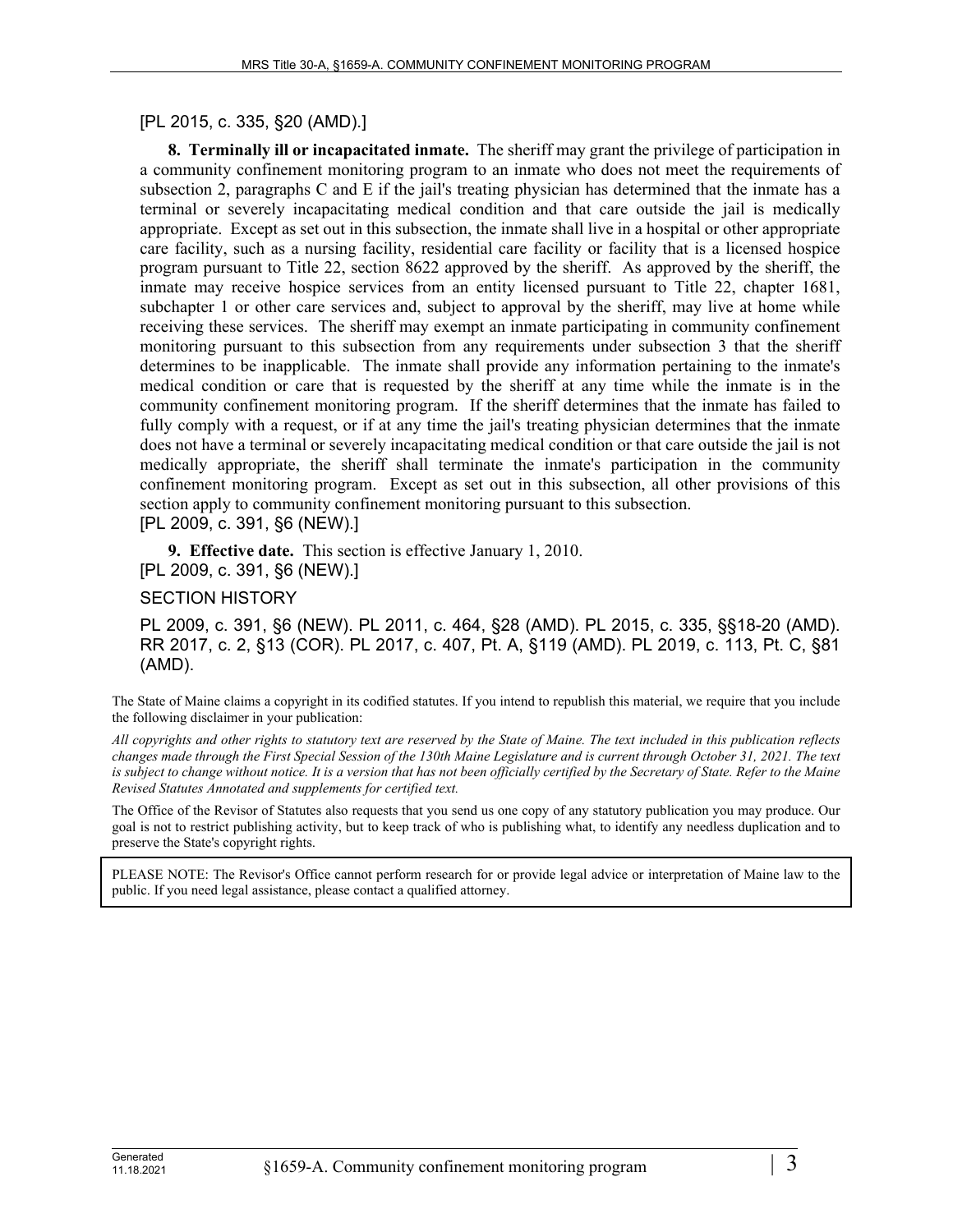[PL 2015, c. 335, §20 (AMD).]

**8. Terminally ill or incapacitated inmate.** The sheriff may grant the privilege of participation in a community confinement monitoring program to an inmate who does not meet the requirements of subsection 2, paragraphs C and E if the jail's treating physician has determined that the inmate has a terminal or severely incapacitating medical condition and that care outside the jail is medically appropriate. Except as set out in this subsection, the inmate shall live in a hospital or other appropriate care facility, such as a nursing facility, residential care facility or facility that is a licensed hospice program pursuant to Title 22, section 8622 approved by the sheriff. As approved by the sheriff, the inmate may receive hospice services from an entity licensed pursuant to Title 22, chapter 1681, subchapter 1 or other care services and, subject to approval by the sheriff, may live at home while receiving these services. The sheriff may exempt an inmate participating in community confinement monitoring pursuant to this subsection from any requirements under subsection 3 that the sheriff determines to be inapplicable. The inmate shall provide any information pertaining to the inmate's medical condition or care that is requested by the sheriff at any time while the inmate is in the community confinement monitoring program. If the sheriff determines that the inmate has failed to fully comply with a request, or if at any time the jail's treating physician determines that the inmate does not have a terminal or severely incapacitating medical condition or that care outside the jail is not medically appropriate, the sheriff shall terminate the inmate's participation in the community confinement monitoring program. Except as set out in this subsection, all other provisions of this section apply to community confinement monitoring pursuant to this subsection.
[PL 2009, c. 391, §6 (NEW).]

**9. Effective date.** This section is effective January 1, 2010.
[PL 2009, c. 391, §6 (NEW).]

SECTION HISTORY

PL 2009, c. 391, §6 (NEW). PL 2011, c. 464, §28 (AMD). PL 2015, c. 335, §§18-20 (AMD). RR 2017, c. 2, §13 (COR). PL 2017, c. 407, Pt. A, §119 (AMD). PL 2019, c. 113, Pt. C, §81 (AMD).

The State of Maine claims a copyright in its codified statutes. If you intend to republish this material, we require that you include the following disclaimer in your publication:

*All copyrights and other rights to statutory text are reserved by the State of Maine. The text included in this publication reflects changes made through the First Special Session of the 130th Maine Legislature and is current through October 31, 2021. The text is subject to change without notice. It is a version that has not been officially certified by the Secretary of State. Refer to the Maine Revised Statutes Annotated and supplements for certified text.*

The Office of the Revisor of Statutes also requests that you send us one copy of any statutory publication you may produce. Our goal is not to restrict publishing activity, but to keep track of who is publishing what, to identify any needless duplication and to preserve the State's copyright rights.

PLEASE NOTE: The Revisor's Office cannot perform research for or provide legal advice or interpretation of Maine law to the public. If you need legal assistance, please contact a qualified attorney.